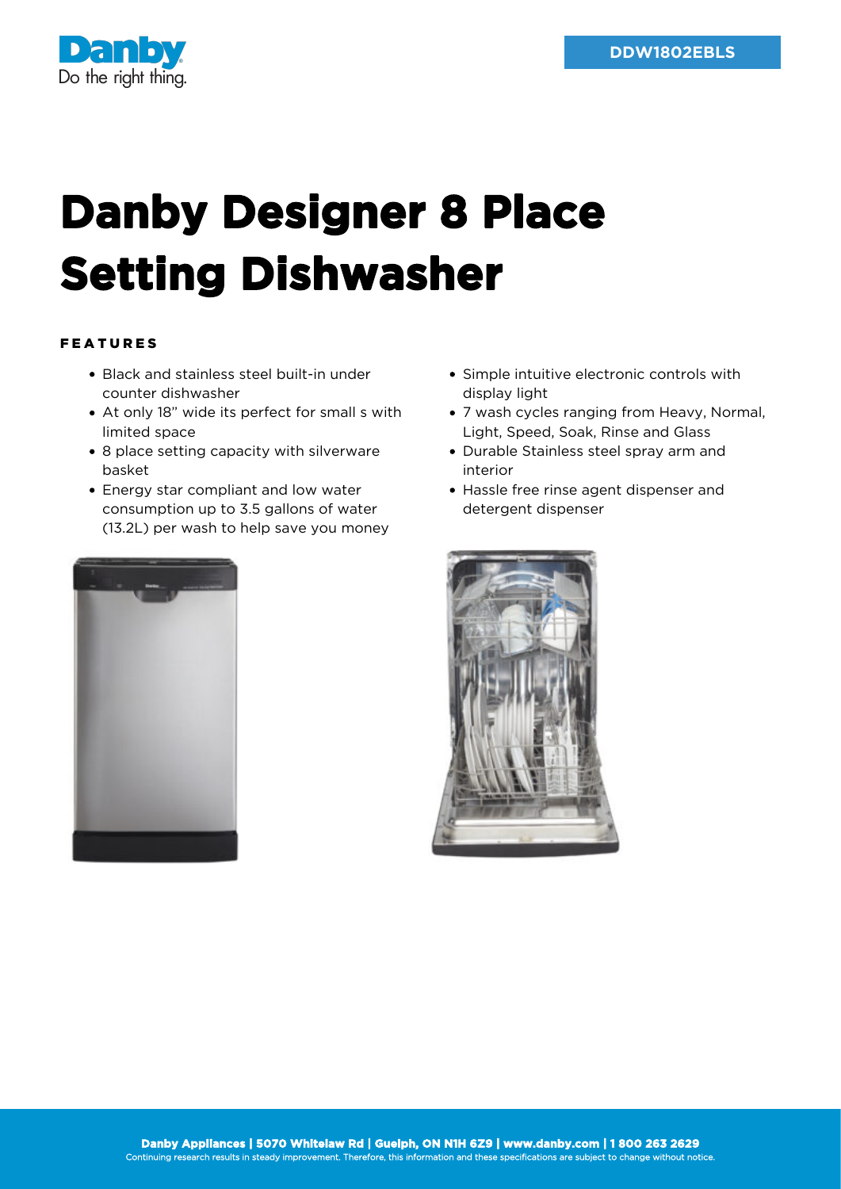DDW1802EBLS

# Danby Designer 8 Place Setting Dishwasher

## FEATURES

- Black and stainless steel built-in under counter dishwasher
- At only 18" wide its perfect for small s with limited space
- 8 place setting capacity with silverware basket
- Energy star compliant and low water consumption up to 3.5 gallons of water (13.2L) per wash to help save you money
- Simple intuitive electronic controls with display light
- 7 wash cycles ranging from Heavy, Normal, Light, Speed, Soak, Rinse and Glass
- Durable Stainless steel spray arm and interior
- Hassle free rinse agent dispenser and detergent dispenser

**Danby Appliances | 5070 Whitelaw Rd | Guelph, ON N1H 6Z9 | www.danby.com | 1 800 263 2629**
Continuing research results in steady improvement. Therefore, this information and these specifications are subject to change without notice.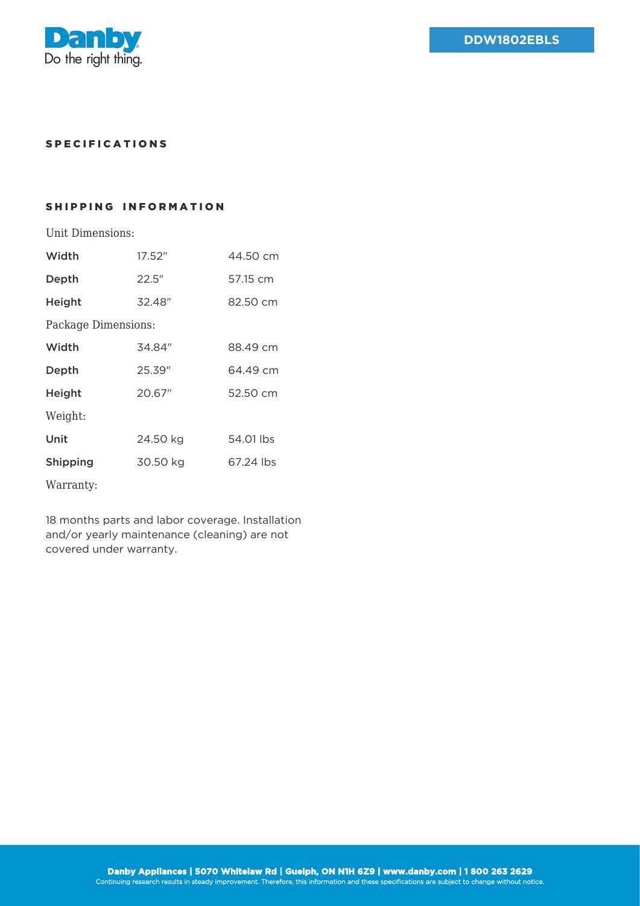DDW1802EBLS

## SPECIFICATIONS

### SHIPPING INFORMATION

Unit Dimensions:

| | | |
|---|---|---|
| **Width** | 17.52″ | 44.50 cm |
| **Depth** | 22.5″ | 57.15 cm |
| **Height** | 32.48″ | 82.50 cm |

Package Dimensions:

| | | |
|---|---|---|
| **Width** | 34.84″ | 88.49 cm |
| **Depth** | 25.39″ | 64.49 cm |
| **Height** | 20.67″ | 52.50 cm |

Weight:

| | | |
|---|---|---|
| **Unit** | 24.50 kg | 54.01 lbs |
| **Shipping** | 30.50 kg | 67.24 lbs |

Warranty:

18 months parts and labor coverage. Installation and/or yearly maintenance (cleaning) are not covered under warranty.

**Danby Appliances | 5070 Whitelaw Rd | Guelph, ON N1H 6Z9 | www.danby.com | 1 800 263 2629**

Continuing research results in steady improvement. Therefore, this information and these specifications are subject to change without notice.